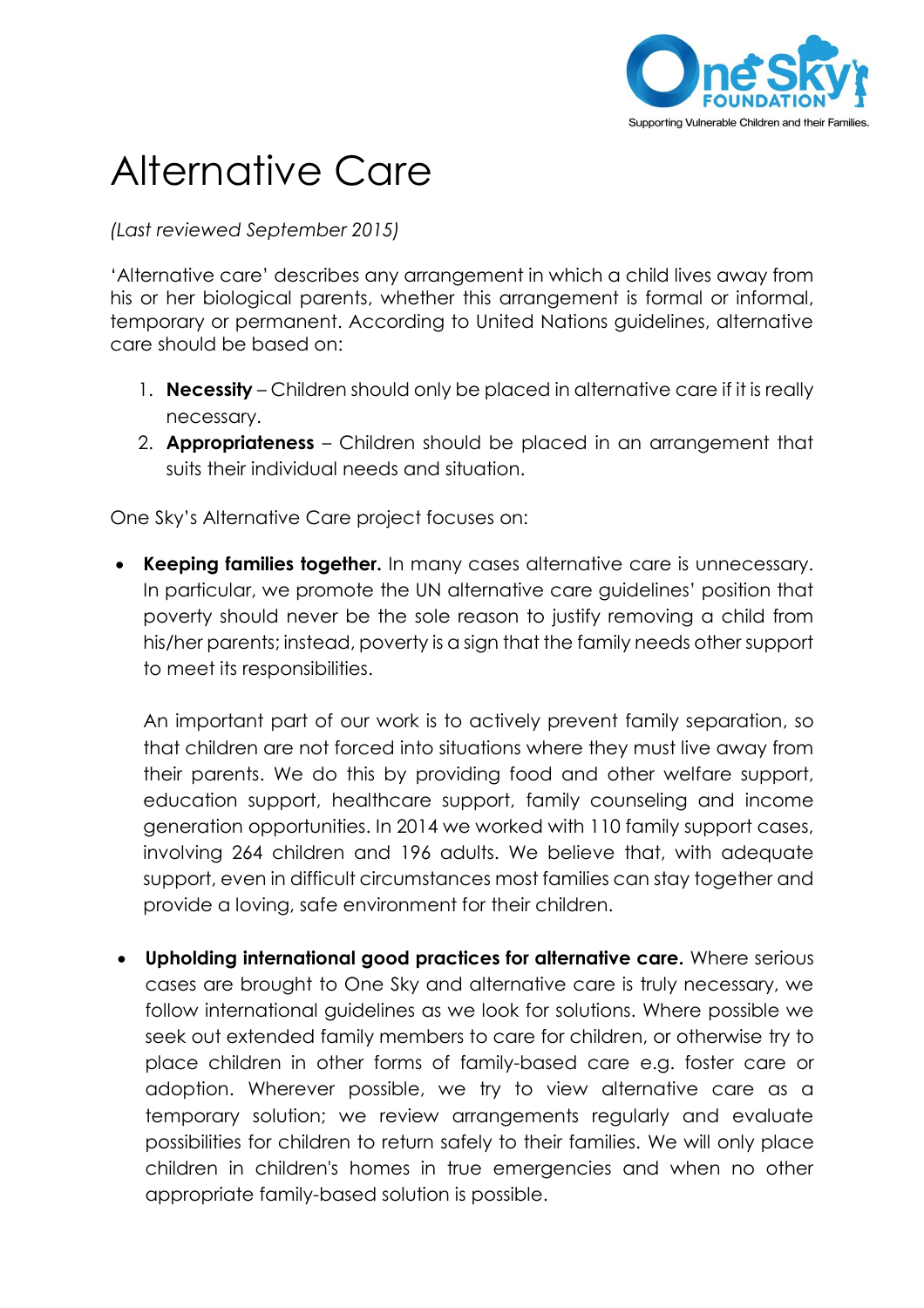# Alternative Care

*(Last reviewed September 2015)*

'Alternative care' describes any arrangement in which a child lives away from his or her biological parents, whether this arrangement is formal or informal, temporary or permanent. According to United Nations guidelines, alternative care should be based on:

1. **Necessity** – Children should only be placed in alternative care if it is really necessary.
2. **Appropriateness** – Children should be placed in an arrangement that suits their individual needs and situation.

One Sky's Alternative Care project focuses on:

- **Keeping families together.** In many cases alternative care is unnecessary. In particular, we promote the UN alternative care guidelines' position that poverty should never be the sole reason to justify removing a child from his/her parents; instead, poverty is a sign that the family needs other support to meet its responsibilities.

  An important part of our work is to actively prevent family separation, so that children are not forced into situations where they must live away from their parents. We do this by providing food and other welfare support, education support, healthcare support, family counseling and income generation opportunities. In 2014 we worked with 110 family support cases, involving 264 children and 196 adults. We believe that, with adequate support, even in difficult circumstances most families can stay together and provide a loving, safe environment for their children.

- **Upholding international good practices for alternative care.** Where serious cases are brought to One Sky and alternative care is truly necessary, we follow international guidelines as we look for solutions. Where possible we seek out extended family members to care for children, or otherwise try to place children in other forms of family-based care e.g. foster care or adoption. Wherever possible, we try to view alternative care as a temporary solution; we review arrangements regularly and evaluate possibilities for children to return safely to their families. We will only place children in children's homes in true emergencies and when no other appropriate family-based solution is possible.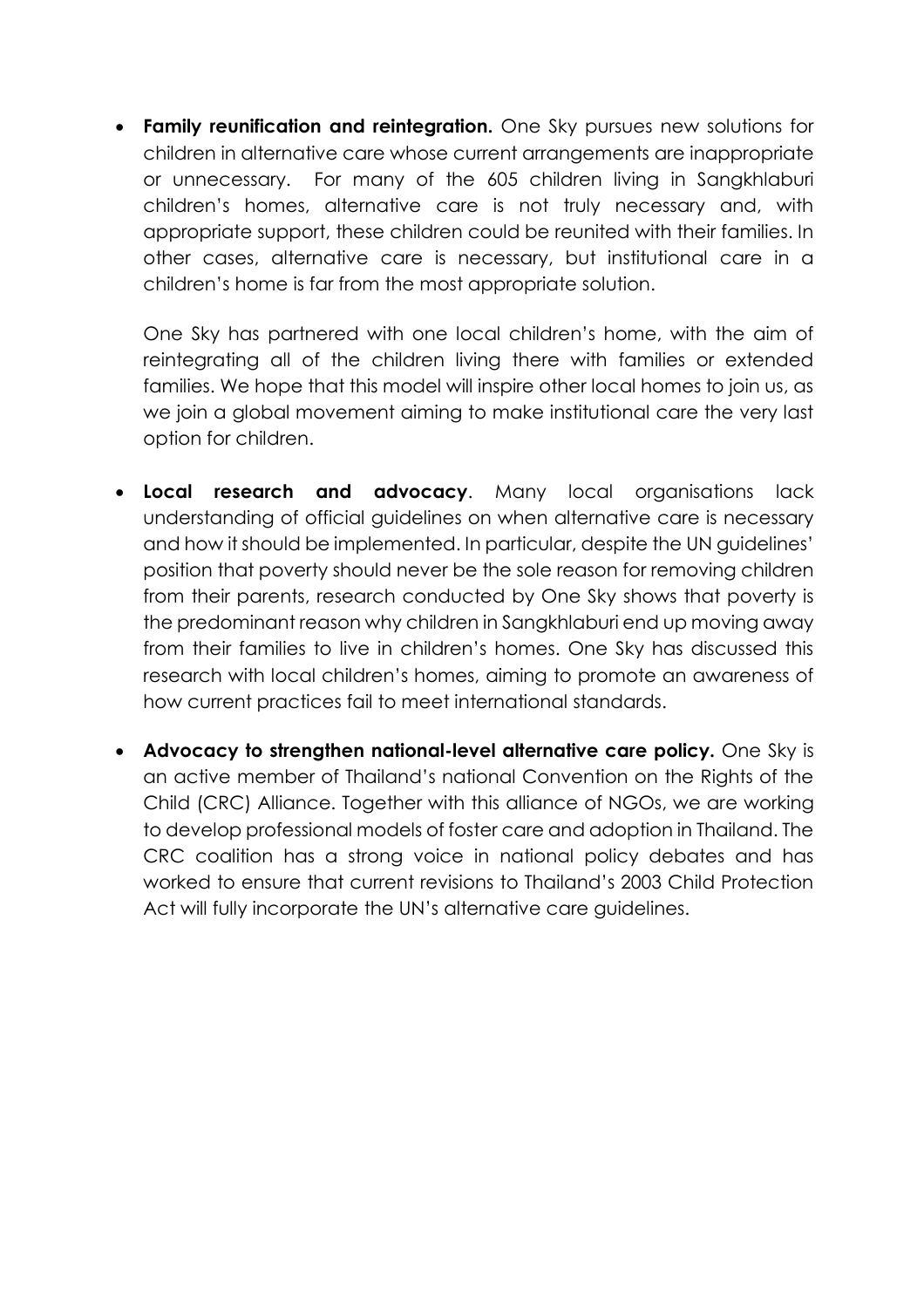- **Family reunification and reintegration.** One Sky pursues new solutions for children in alternative care whose current arrangements are inappropriate or unnecessary. For many of the 605 children living in Sangkhlaburi children's homes, alternative care is not truly necessary and, with appropriate support, these children could be reunited with their families. In other cases, alternative care is necessary, but institutional care in a children's home is far from the most appropriate solution.

  One Sky has partnered with one local children's home, with the aim of reintegrating all of the children living there with families or extended families. We hope that this model will inspire other local homes to join us, as we join a global movement aiming to make institutional care the very last option for children.

- **Local research and advocacy**. Many local organisations lack understanding of official guidelines on when alternative care is necessary and how it should be implemented. In particular, despite the UN guidelines' position that poverty should never be the sole reason for removing children from their parents, research conducted by One Sky shows that poverty is the predominant reason why children in Sangkhlaburi end up moving away from their families to live in children's homes. One Sky has discussed this research with local children's homes, aiming to promote an awareness of how current practices fail to meet international standards.

- **Advocacy to strengthen national-level alternative care policy.** One Sky is an active member of Thailand's national Convention on the Rights of the Child (CRC) Alliance. Together with this alliance of NGOs, we are working to develop professional models of foster care and adoption in Thailand. The CRC coalition has a strong voice in national policy debates and has worked to ensure that current revisions to Thailand's 2003 Child Protection Act will fully incorporate the UN's alternative care guidelines.